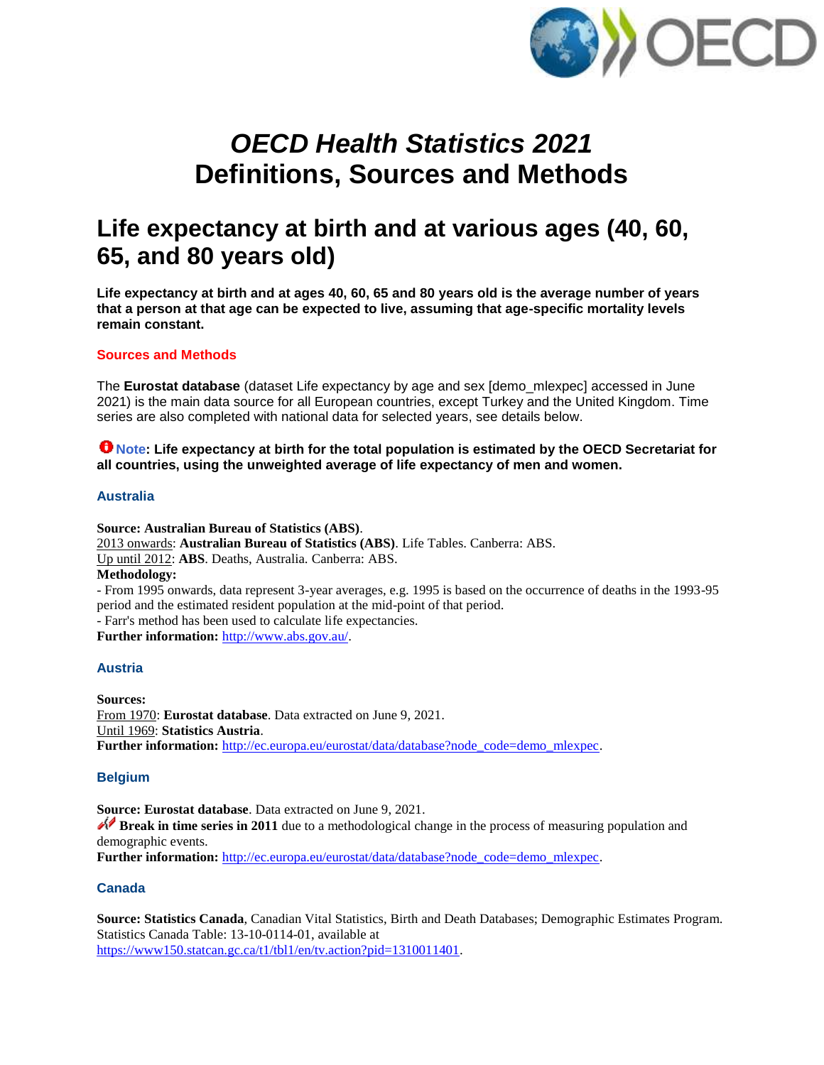# *OECD Health Statistics 2021*
# Definitions, Sources and Methods

## Life expectancy at birth and at various ages (40, 60, 65, and 80 years old)

**Life expectancy at birth and at ages 40, 60, 65 and 80 years old is the average number of years that a person at that age can be expected to live, assuming that age-specific mortality levels remain constant.**

### Sources and Methods

The **Eurostat database** (dataset Life expectancy by age and sex [demo_mlexpec] accessed in June 2021) is the main data source for all European countries, except Turkey and the United Kingdom. Time series are also completed with national data for selected years, see details below.

**Note: Life expectancy at birth for the total population is estimated by the OECD Secretariat for all countries, using the unweighted average of life expectancy of men and women.**

### Australia

**Source: Australian Bureau of Statistics (ABS)**.
2013 onwards: **Australian Bureau of Statistics (ABS)**. Life Tables. Canberra: ABS.
Up until 2012: **ABS**. Deaths, Australia. Canberra: ABS.
**Methodology:**
- From 1995 onwards, data represent 3-year averages, e.g. 1995 is based on the occurrence of deaths in the 1993-95 period and the estimated resident population at the mid-point of that period.
- Farr's method has been used to calculate life expectancies.
**Further information:** http://www.abs.gov.au/.

### Austria

**Sources:**
From 1970: **Eurostat database**. Data extracted on June 9, 2021.
Until 1969: **Statistics Austria**.
**Further information:** http://ec.europa.eu/eurostat/data/database?node_code=demo_mlexpec.

### Belgium

**Source: Eurostat database**. Data extracted on June 9, 2021.
**Break in time series in 2011** due to a methodological change in the process of measuring population and demographic events.
**Further information:** http://ec.europa.eu/eurostat/data/database?node_code=demo_mlexpec.

### Canada

**Source: Statistics Canada**, Canadian Vital Statistics, Birth and Death Databases; Demographic Estimates Program. Statistics Canada Table: 13-10-0114-01, available at https://www150.statcan.gc.ca/t1/tbl1/en/tv.action?pid=1310011401.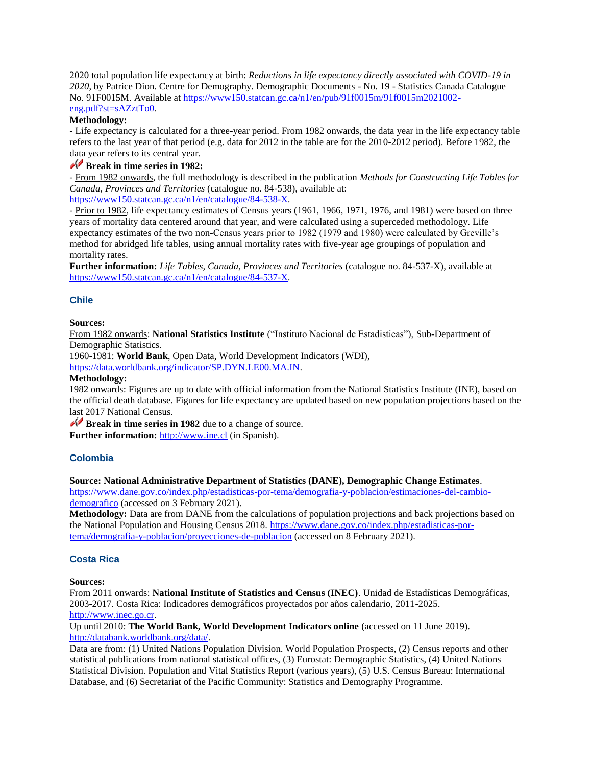2020 total population life expectancy at birth: *Reductions in life expectancy directly associated with COVID-19 in 2020*, by Patrice Dion. Centre for Demography. Demographic Documents - No. 19 - Statistics Canada Catalogue No. 91F0015M. Available at https://www150.statcan.gc.ca/n1/en/pub/91f0015m/91f0015m2021002-eng.pdf?st=sAZztTo0.

**Methodology:**

- Life expectancy is calculated for a three-year period. From 1982 onwards, the data year in the life expectancy table refers to the last year of that period (e.g. data for 2012 in the table are for the 2010-2012 period). Before 1982, the data year refers to its central year.

**Break in time series in 1982:**

- From 1982 onwards, the full methodology is described in the publication *Methods for Constructing Life Tables for Canada, Provinces and Territories* (catalogue no. 84-538), available at: https://www150.statcan.gc.ca/n1/en/catalogue/84-538-X.
- Prior to 1982, life expectancy estimates of Census years (1961, 1966, 1971, 1976, and 1981) were based on three years of mortality data centered around that year, and were calculated using a superceded methodology. Life expectancy estimates of the two non-Census years prior to 1982 (1979 and 1980) were calculated by Greville's method for abridged life tables, using annual mortality rates with five-year age groupings of population and mortality rates.

**Further information:** *Life Tables, Canada, Provinces and Territories* (catalogue no. 84-537-X), available at https://www150.statcan.gc.ca/n1/en/catalogue/84-537-X.

## Chile

**Sources:**

From 1982 onwards: **National Statistics Institute** ("Instituto Nacional de Estadisticas"), Sub-Department of Demographic Statistics.

1960-1981: **World Bank**, Open Data, World Development Indicators (WDI), https://data.worldbank.org/indicator/SP.DYN.LE00.MA.IN.

**Methodology:**

1982 onwards: Figures are up to date with official information from the National Statistics Institute (INE), based on the official death database. Figures for life expectancy are updated based on new population projections based on the last 2017 National Census.

**Break in time series in 1982** due to a change of source.

**Further information:** http://www.ine.cl (in Spanish).

## Colombia

**Source: National Administrative Department of Statistics (DANE), Demographic Change Estimates**. https://www.dane.gov.co/index.php/estadisticas-por-tema/demografia-y-poblacion/estimaciones-del-cambio-demografico (accessed on 3 February 2021).

**Methodology:** Data are from DANE from the calculations of population projections and back projections based on the National Population and Housing Census 2018. https://www.dane.gov.co/index.php/estadisticas-por-tema/demografia-y-poblacion/proyecciones-de-poblacion (accessed on 8 February 2021).

## Costa Rica

**Sources:**

From 2011 onwards: **National Institute of Statistics and Census (INEC)**. Unidad de Estadísticas Demográficas, 2003-2017. Costa Rica: Indicadores demográficos proyectados por años calendario, 2011-2025. http://www.inec.go.cr.

Up until 2010: **The World Bank, World Development Indicators online** (accessed on 11 June 2019). http://databank.worldbank.org/data/.

Data are from: (1) United Nations Population Division. World Population Prospects, (2) Census reports and other statistical publications from national statistical offices, (3) Eurostat: Demographic Statistics, (4) United Nations Statistical Division. Population and Vital Statistics Report (various years), (5) U.S. Census Bureau: International Database, and (6) Secretariat of the Pacific Community: Statistics and Demography Programme.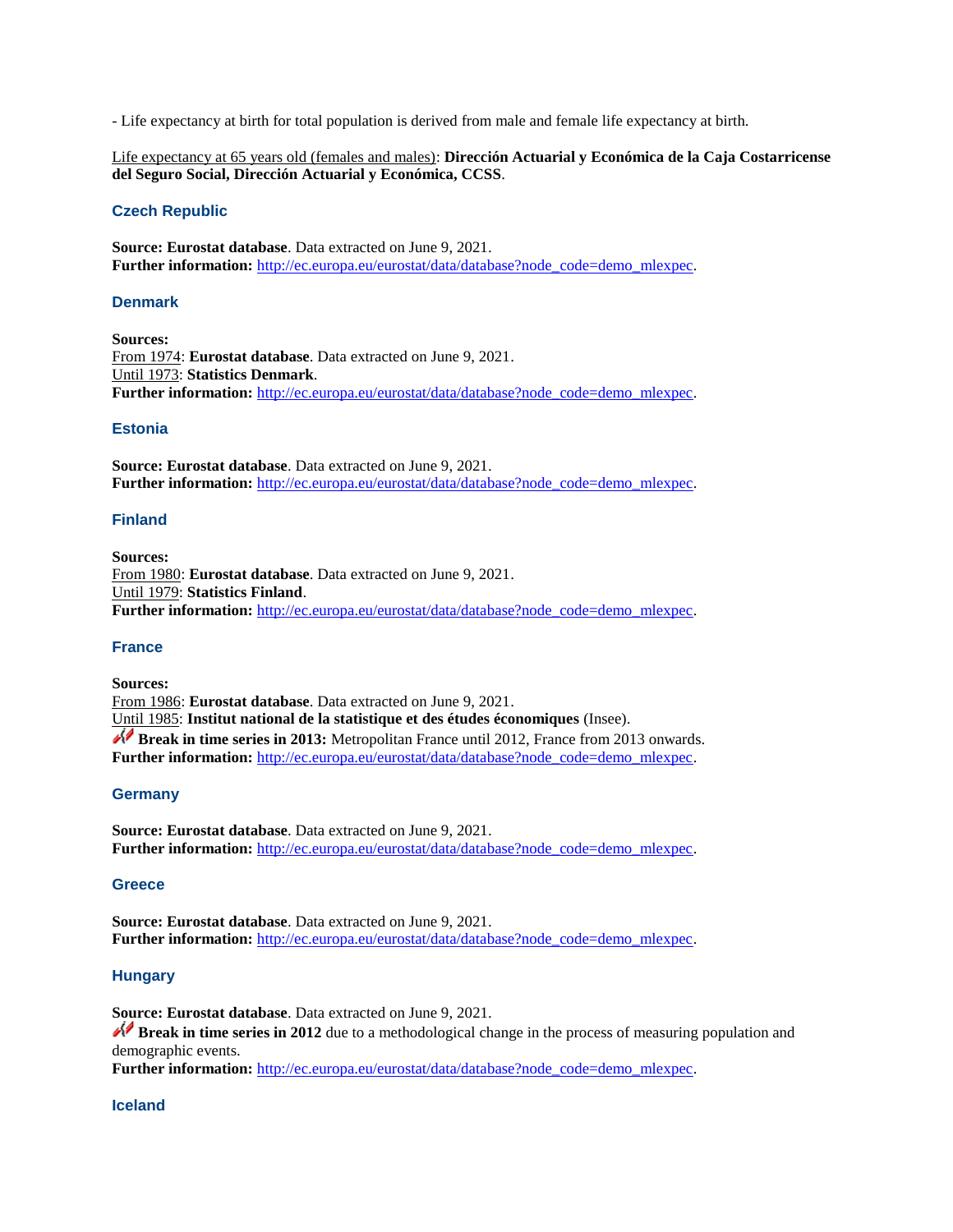- Life expectancy at birth for total population is derived from male and female life expectancy at birth.

Life expectancy at 65 years old (females and males): **Dirección Actuarial y Económica de la Caja Costarricense del Seguro Social, Dirección Actuarial y Económica, CCSS**.

### Czech Republic

**Source: Eurostat database**. Data extracted on June 9, 2021.
**Further information:** http://ec.europa.eu/eurostat/data/database?node_code=demo_mlexpec.

### Denmark

**Sources:**
From 1974: **Eurostat database**. Data extracted on June 9, 2021.
Until 1973: **Statistics Denmark**.
**Further information:** http://ec.europa.eu/eurostat/data/database?node_code=demo_mlexpec.

### Estonia

**Source: Eurostat database**. Data extracted on June 9, 2021.
**Further information:** http://ec.europa.eu/eurostat/data/database?node_code=demo_mlexpec.

### Finland

**Sources:**
From 1980: **Eurostat database**. Data extracted on June 9, 2021.
Until 1979: **Statistics Finland**.
**Further information:** http://ec.europa.eu/eurostat/data/database?node_code=demo_mlexpec.

### France

**Sources:**
From 1986: **Eurostat database**. Data extracted on June 9, 2021.
Until 1985: **Institut national de la statistique et des études économiques** (Insee).
**Break in time series in 2013:** Metropolitan France until 2012, France from 2013 onwards.
**Further information:** http://ec.europa.eu/eurostat/data/database?node_code=demo_mlexpec.

### Germany

**Source: Eurostat database**. Data extracted on June 9, 2021.
**Further information:** http://ec.europa.eu/eurostat/data/database?node_code=demo_mlexpec.

### Greece

**Source: Eurostat database**. Data extracted on June 9, 2021.
**Further information:** http://ec.europa.eu/eurostat/data/database?node_code=demo_mlexpec.

### Hungary

**Source: Eurostat database**. Data extracted on June 9, 2021.
**Break in time series in 2012** due to a methodological change in the process of measuring population and demographic events.
**Further information:** http://ec.europa.eu/eurostat/data/database?node_code=demo_mlexpec.

### Iceland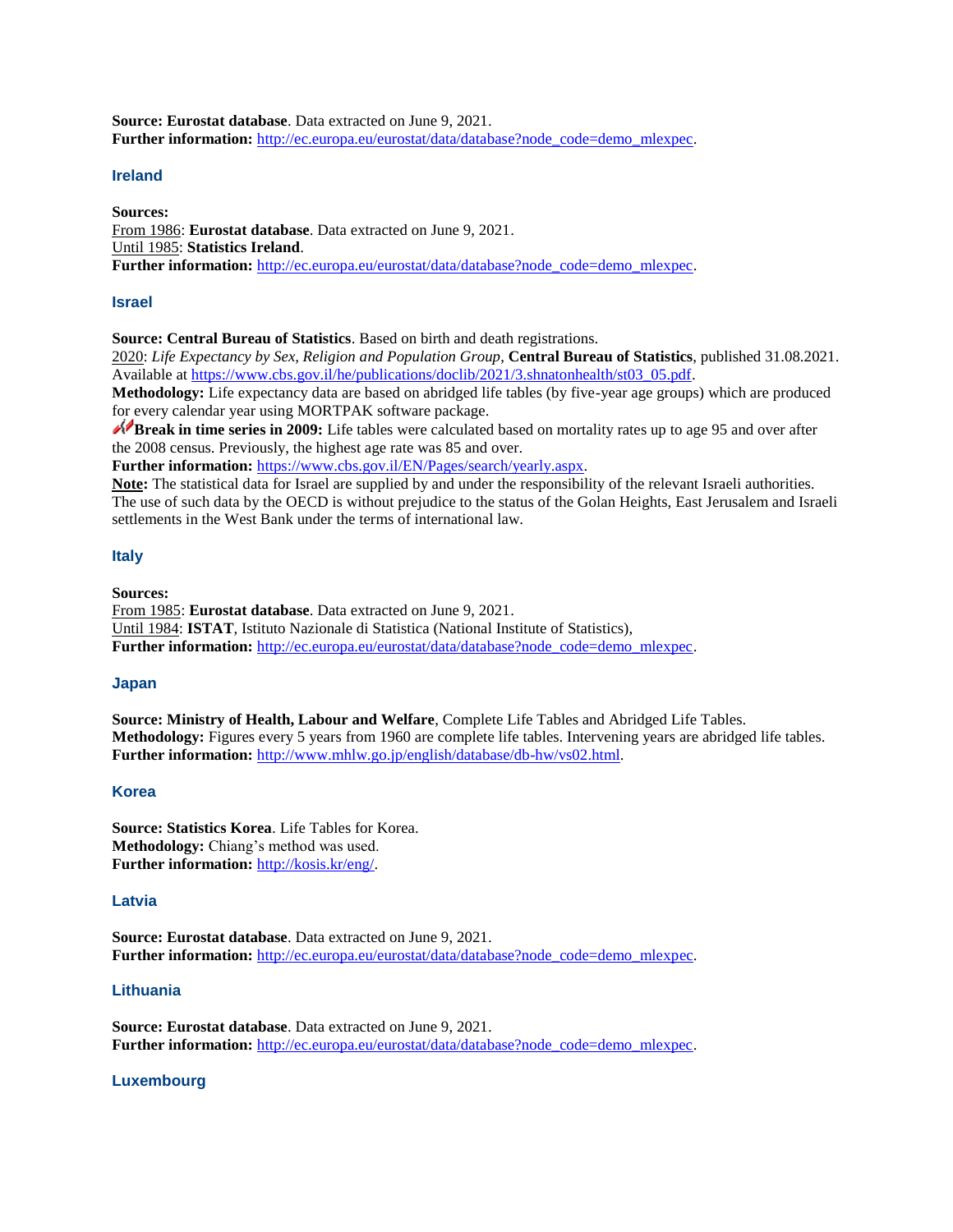**Source: Eurostat database**. Data extracted on June 9, 2021.
**Further information:** http://ec.europa.eu/eurostat/data/database?node_code=demo_mlexpec.

### Ireland

**Sources:**
From 1986: **Eurostat database**. Data extracted on June 9, 2021.
Until 1985: **Statistics Ireland**.
**Further information:** http://ec.europa.eu/eurostat/data/database?node_code=demo_mlexpec.

### Israel

**Source: Central Bureau of Statistics**. Based on birth and death registrations.
2020: *Life Expectancy by Sex, Religion and Population Group*, **Central Bureau of Statistics**, published 31.08.2021. Available at https://www.cbs.gov.il/he/publications/doclib/2021/3.shnatonhealth/st03_05.pdf.
**Methodology:** Life expectancy data are based on abridged life tables (by five-year age groups) which are produced for every calendar year using MORTPAK software package.
**Break in time series in 2009:** Life tables were calculated based on mortality rates up to age 95 and over after the 2008 census. Previously, the highest age rate was 85 and over.
**Further information:** https://www.cbs.gov.il/EN/Pages/search/yearly.aspx.
**Note:** The statistical data for Israel are supplied by and under the responsibility of the relevant Israeli authorities. The use of such data by the OECD is without prejudice to the status of the Golan Heights, East Jerusalem and Israeli settlements in the West Bank under the terms of international law.

### Italy

**Sources:**
From 1985: **Eurostat database**. Data extracted on June 9, 2021.
Until 1984: **ISTAT**, Istituto Nazionale di Statistica (National Institute of Statistics),
**Further information:** http://ec.europa.eu/eurostat/data/database?node_code=demo_mlexpec.

### Japan

**Source: Ministry of Health, Labour and Welfare**, Complete Life Tables and Abridged Life Tables.
**Methodology:** Figures every 5 years from 1960 are complete life tables. Intervening years are abridged life tables.
**Further information:** http://www.mhlw.go.jp/english/database/db-hw/vs02.html.

### Korea

**Source: Statistics Korea**. Life Tables for Korea.
**Methodology:** Chiang's method was used.
**Further information:** http://kosis.kr/eng/.

### Latvia

**Source: Eurostat database**. Data extracted on June 9, 2021.
**Further information:** http://ec.europa.eu/eurostat/data/database?node_code=demo_mlexpec.

### Lithuania

**Source: Eurostat database**. Data extracted on June 9, 2021.
**Further information:** http://ec.europa.eu/eurostat/data/database?node_code=demo_mlexpec.

### Luxembourg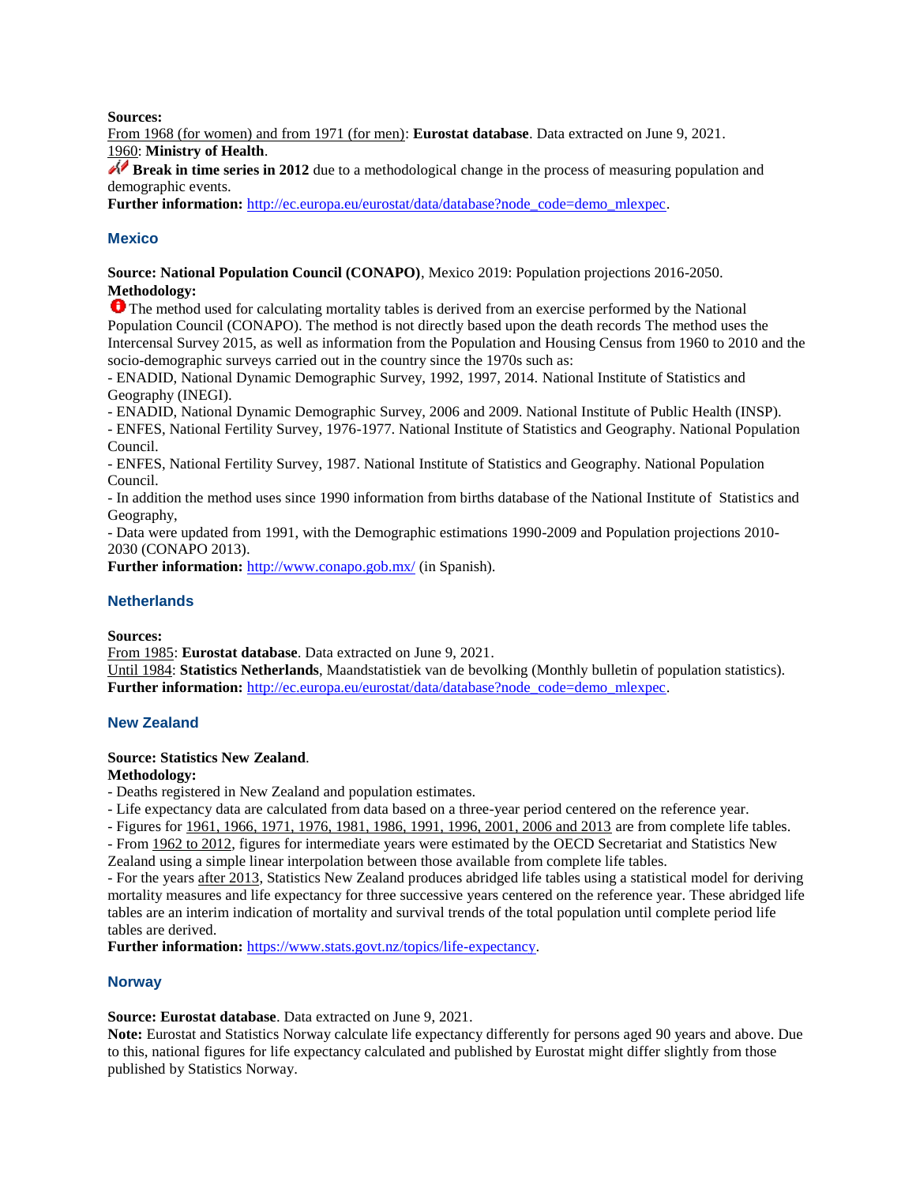**Sources:**

From 1968 (for women) and from 1971 (for men): **Eurostat database**. Data extracted on June 9, 2021.
1960: **Ministry of Health**.
**Break in time series in 2012** due to a methodological change in the process of measuring population and demographic events.
**Further information:** http://ec.europa.eu/eurostat/data/database?node_code=demo_mlexpec.

### Mexico

**Source: National Population Council (CONAPO)**, Mexico 2019: Population projections 2016-2050.
**Methodology:**
The method used for calculating mortality tables is derived from an exercise performed by the National Population Council (CONAPO). The method is not directly based upon the death records The method uses the Intercensal Survey 2015, as well as information from the Population and Housing Census from 1960 to 2010 and the socio-demographic surveys carried out in the country since the 1970s such as:
- ENADID, National Dynamic Demographic Survey, 1992, 1997, 2014. National Institute of Statistics and Geography (INEGI).
- ENADID, National Dynamic Demographic Survey, 2006 and 2009. National Institute of Public Health (INSP).
- ENFES, National Fertility Survey, 1976-1977. National Institute of Statistics and Geography. National Population Council.
- ENFES, National Fertility Survey, 1987. National Institute of Statistics and Geography. National Population Council.
- In addition the method uses since 1990 information from births database of the National Institute of Statistics and Geography,
- Data were updated from 1991, with the Demographic estimations 1990-2009 and Population projections 2010-2030 (CONAPO 2013).

**Further information:** http://www.conapo.gob.mx/ (in Spanish).

### Netherlands

**Sources:**

From 1985: **Eurostat database**. Data extracted on June 9, 2021.
Until 1984: **Statistics Netherlands**, Maandstatistiek van de bevolking (Monthly bulletin of population statistics).
**Further information:** http://ec.europa.eu/eurostat/data/database?node_code=demo_mlexpec.

### New Zealand

**Source: Statistics New Zealand**.
**Methodology:**
- Deaths registered in New Zealand and population estimates.
- Life expectancy data are calculated from data based on a three-year period centered on the reference year.
- Figures for 1961, 1966, 1971, 1976, 1981, 1986, 1991, 1996, 2001, 2006 and 2013 are from complete life tables.
- From 1962 to 2012, figures for intermediate years were estimated by the OECD Secretariat and Statistics New Zealand using a simple linear interpolation between those available from complete life tables.
- For the years after 2013, Statistics New Zealand produces abridged life tables using a statistical model for deriving mortality measures and life expectancy for three successive years centered on the reference year. These abridged life tables are an interim indication of mortality and survival trends of the total population until complete period life tables are derived.

**Further information:** https://www.stats.govt.nz/topics/life-expectancy.

### Norway

**Source: Eurostat database**. Data extracted on June 9, 2021.
**Note:** Eurostat and Statistics Norway calculate life expectancy differently for persons aged 90 years and above. Due to this, national figures for life expectancy calculated and published by Eurostat might differ slightly from those published by Statistics Norway.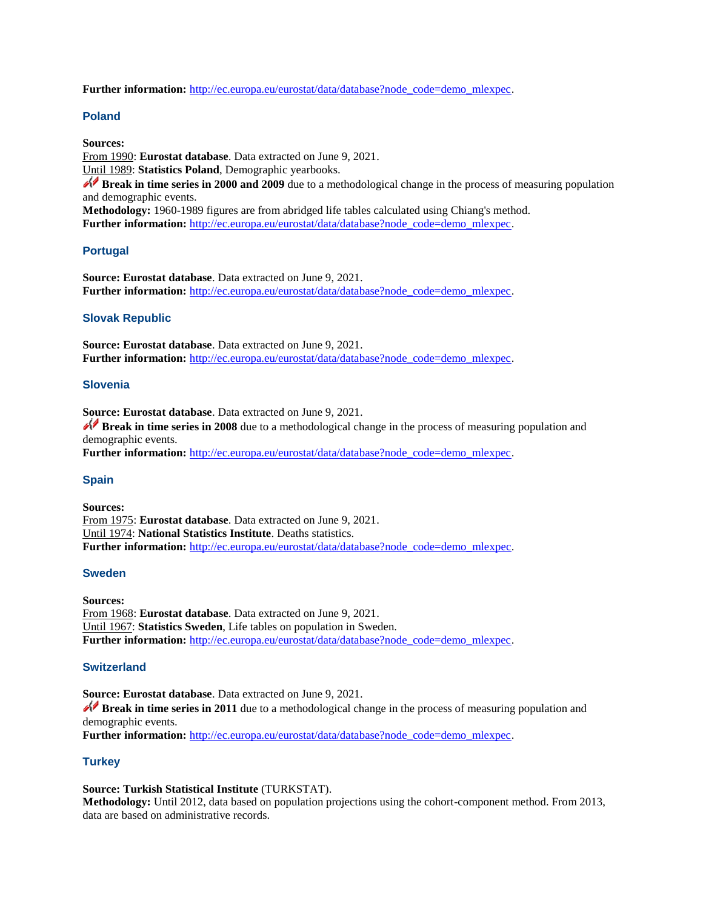**Further information:** http://ec.europa.eu/eurostat/data/database?node_code=demo_mlexpec.

### Poland

**Sources:**
From 1990: **Eurostat database**. Data extracted on June 9, 2021.
Until 1989: **Statistics Poland**, Demographic yearbooks.
**Break in time series in 2000 and 2009** due to a methodological change in the process of measuring population and demographic events.
**Methodology:** 1960-1989 figures are from abridged life tables calculated using Chiang's method.
**Further information:** http://ec.europa.eu/eurostat/data/database?node_code=demo_mlexpec.

### Portugal

**Source: Eurostat database**. Data extracted on June 9, 2021.
**Further information:** http://ec.europa.eu/eurostat/data/database?node_code=demo_mlexpec.

### Slovak Republic

**Source: Eurostat database**. Data extracted on June 9, 2021.
**Further information:** http://ec.europa.eu/eurostat/data/database?node_code=demo_mlexpec.

### Slovenia

**Source: Eurostat database**. Data extracted on June 9, 2021.
**Break in time series in 2008** due to a methodological change in the process of measuring population and demographic events.
**Further information:** http://ec.europa.eu/eurostat/data/database?node_code=demo_mlexpec.

### Spain

**Sources:**
From 1975: **Eurostat database**. Data extracted on June 9, 2021.
Until 1974: **National Statistics Institute**. Deaths statistics.
**Further information:** http://ec.europa.eu/eurostat/data/database?node_code=demo_mlexpec.

### Sweden

**Sources:**
From 1968: **Eurostat database**. Data extracted on June 9, 2021.
Until 1967: **Statistics Sweden**, Life tables on population in Sweden.
**Further information:** http://ec.europa.eu/eurostat/data/database?node_code=demo_mlexpec.

### Switzerland

**Source: Eurostat database**. Data extracted on June 9, 2021.
**Break in time series in 2011** due to a methodological change in the process of measuring population and demographic events.
**Further information:** http://ec.europa.eu/eurostat/data/database?node_code=demo_mlexpec.

### Turkey

**Source: Turkish Statistical Institute** (TURKSTAT).
**Methodology:** Until 2012, data based on population projections using the cohort-component method. From 2013, data are based on administrative records.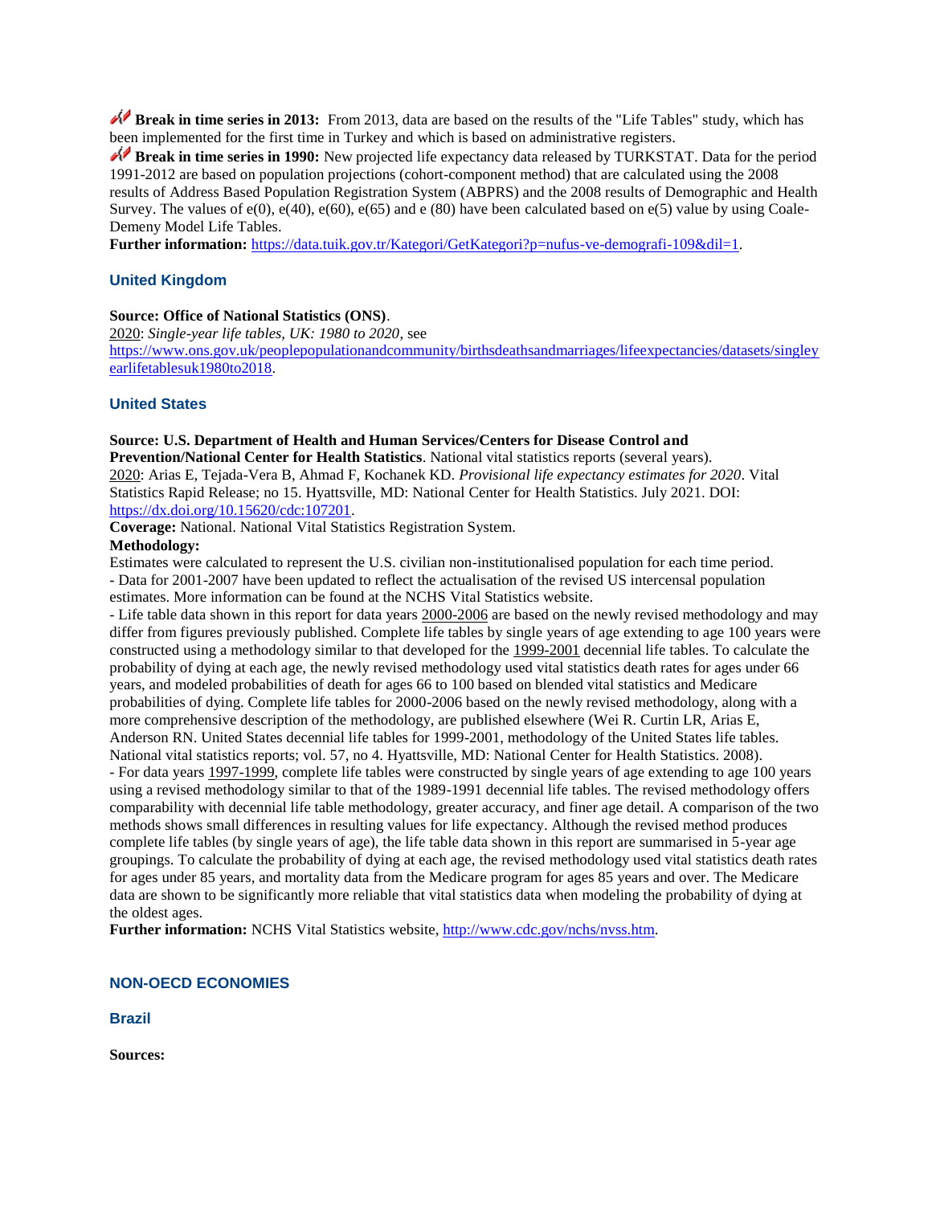**Break in time series in 2013:** From 2013, data are based on the results of the "Life Tables" study, which has been implemented for the first time in Turkey and which is based on administrative registers.

**Break in time series in 1990:** New projected life expectancy data released by TURKSTAT. Data for the period 1991-2012 are based on population projections (cohort-component method) that are calculated using the 2008 results of Address Based Population Registration System (ABPRS) and the 2008 results of Demographic and Health Survey. The values of e(0), e(40), e(60), e(65) and e (80) have been calculated based on e(5) value by using Coale-Demeny Model Life Tables.

**Further information:** https://data.tuik.gov.tr/Kategori/GetKategori?p=nufus-ve-demografi-109&dil=1.

### United Kingdom

**Source: Office of National Statistics (ONS)**.

2020: *Single-year life tables, UK: 1980 to 2020*, see https://www.ons.gov.uk/peoplepopulationandcommunity/birthsdeathsandmarriages/lifeexpectancies/datasets/singleyearlifetablesuk1980to2018.

### United States

**Source: U.S. Department of Health and Human Services/Centers for Disease Control and Prevention/National Center for Health Statistics**. National vital statistics reports (several years).

2020: Arias E, Tejada-Vera B, Ahmad F, Kochanek KD. *Provisional life expectancy estimates for 2020*. Vital Statistics Rapid Release; no 15. Hyattsville, MD: National Center for Health Statistics. July 2021. DOI: https://dx.doi.org/10.15620/cdc:107201.

**Coverage:** National. National Vital Statistics Registration System.

**Methodology:**

Estimates were calculated to represent the U.S. civilian non-institutionalised population for each time period.

- Data for 2001-2007 have been updated to reflect the actualisation of the revised US intercensal population estimates. More information can be found at the NCHS Vital Statistics website.
- Life table data shown in this report for data years 2000-2006 are based on the newly revised methodology and may differ from figures previously published. Complete life tables by single years of age extending to age 100 years were constructed using a methodology similar to that developed for the 1999-2001 decennial life tables. To calculate the probability of dying at each age, the newly revised methodology used vital statistics death rates for ages under 66 years, and modeled probabilities of death for ages 66 to 100 based on blended vital statistics and Medicare probabilities of dying. Complete life tables for 2000-2006 based on the newly revised methodology, along with a more comprehensive description of the methodology, are published elsewhere (Wei R. Curtin LR, Arias E, Anderson RN. United States decennial life tables for 1999-2001, methodology of the United States life tables. National vital statistics reports; vol. 57, no 4. Hyattsville, MD: National Center for Health Statistics. 2008).
- For data years 1997-1999, complete life tables were constructed by single years of age extending to age 100 years using a revised methodology similar to that of the 1989-1991 decennial life tables. The revised methodology offers comparability with decennial life table methodology, greater accuracy, and finer age detail. A comparison of the two methods shows small differences in resulting values for life expectancy. Although the revised method produces complete life tables (by single years of age), the life table data shown in this report are summarised in 5-year age groupings. To calculate the probability of dying at each age, the revised methodology used vital statistics death rates for ages under 85 years, and mortality data from the Medicare program for ages 85 years and over. The Medicare data are shown to be significantly more reliable that vital statistics data when modeling the probability of dying at the oldest ages.

**Further information:** NCHS Vital Statistics website, http://www.cdc.gov/nchs/nvss.htm.

## NON-OECD ECONOMIES

### Brazil

**Sources:**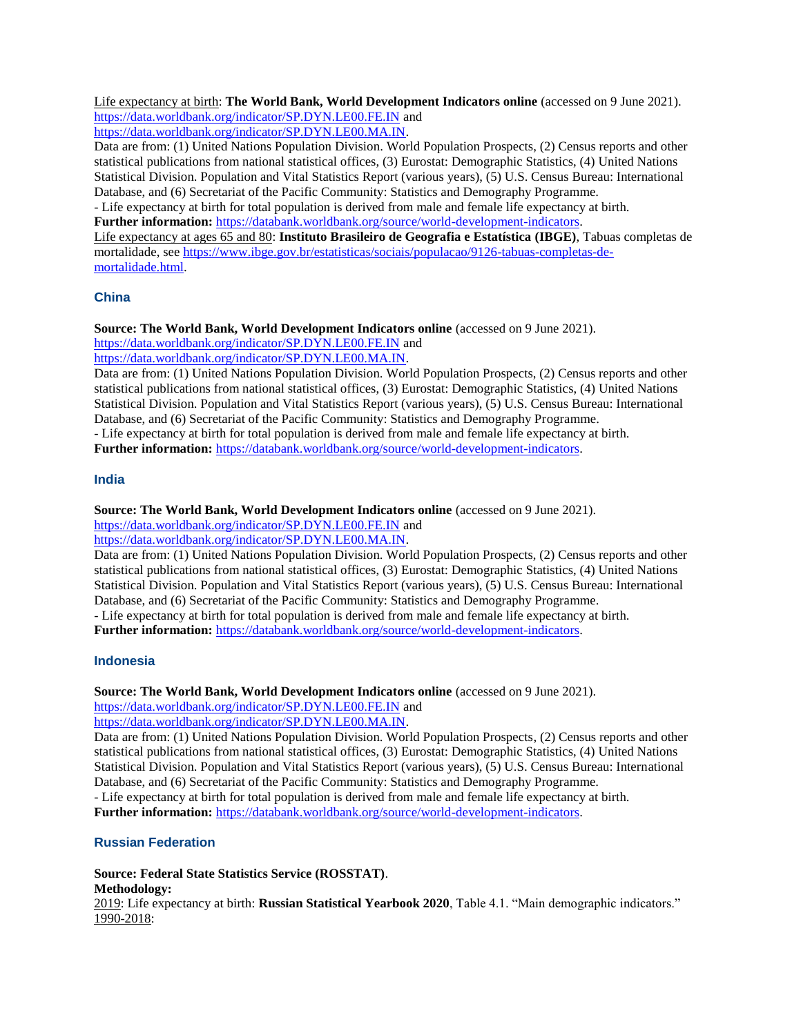Life expectancy at birth: **The World Bank, World Development Indicators online** (accessed on 9 June 2021). https://data.worldbank.org/indicator/SP.DYN.LE00.FE.IN and https://data.worldbank.org/indicator/SP.DYN.LE00.MA.IN.
Data are from: (1) United Nations Population Division. World Population Prospects, (2) Census reports and other statistical publications from national statistical offices, (3) Eurostat: Demographic Statistics, (4) United Nations Statistical Division. Population and Vital Statistics Report (various years), (5) U.S. Census Bureau: International Database, and (6) Secretariat of the Pacific Community: Statistics and Demography Programme.
- Life expectancy at birth for total population is derived from male and female life expectancy at birth.
**Further information:** https://databank.worldbank.org/source/world-development-indicators.
Life expectancy at ages 65 and 80: **Instituto Brasileiro de Geografia e Estatística (IBGE)**, Tabuas completas de mortalidade, see https://www.ibge.gov.br/estatisticas/sociais/populacao/9126-tabuas-completas-de-mortalidade.html.

### China

**Source: The World Bank, World Development Indicators online** (accessed on 9 June 2021).
https://data.worldbank.org/indicator/SP.DYN.LE00.FE.IN and
https://data.worldbank.org/indicator/SP.DYN.LE00.MA.IN.
Data are from: (1) United Nations Population Division. World Population Prospects, (2) Census reports and other statistical publications from national statistical offices, (3) Eurostat: Demographic Statistics, (4) United Nations Statistical Division. Population and Vital Statistics Report (various years), (5) U.S. Census Bureau: International Database, and (6) Secretariat of the Pacific Community: Statistics and Demography Programme.
- Life expectancy at birth for total population is derived from male and female life expectancy at birth.
**Further information:** https://databank.worldbank.org/source/world-development-indicators.

### India

**Source: The World Bank, World Development Indicators online** (accessed on 9 June 2021).
https://data.worldbank.org/indicator/SP.DYN.LE00.FE.IN and
https://data.worldbank.org/indicator/SP.DYN.LE00.MA.IN.
Data are from: (1) United Nations Population Division. World Population Prospects, (2) Census reports and other statistical publications from national statistical offices, (3) Eurostat: Demographic Statistics, (4) United Nations Statistical Division. Population and Vital Statistics Report (various years), (5) U.S. Census Bureau: International Database, and (6) Secretariat of the Pacific Community: Statistics and Demography Programme.
- Life expectancy at birth for total population is derived from male and female life expectancy at birth.
**Further information:** https://databank.worldbank.org/source/world-development-indicators.

### Indonesia

**Source: The World Bank, World Development Indicators online** (accessed on 9 June 2021).
https://data.worldbank.org/indicator/SP.DYN.LE00.FE.IN and
https://data.worldbank.org/indicator/SP.DYN.LE00.MA.IN.
Data are from: (1) United Nations Population Division. World Population Prospects, (2) Census reports and other statistical publications from national statistical offices, (3) Eurostat: Demographic Statistics, (4) United Nations Statistical Division. Population and Vital Statistics Report (various years), (5) U.S. Census Bureau: International Database, and (6) Secretariat of the Pacific Community: Statistics and Demography Programme.
- Life expectancy at birth for total population is derived from male and female life expectancy at birth.
**Further information:** https://databank.worldbank.org/source/world-development-indicators.

### Russian Federation

**Source: Federal State Statistics Service (ROSSTAT)**.
**Methodology:**
2019: Life expectancy at birth: **Russian Statistical Yearbook 2020**, Table 4.1. "Main demographic indicators."
1990-2018: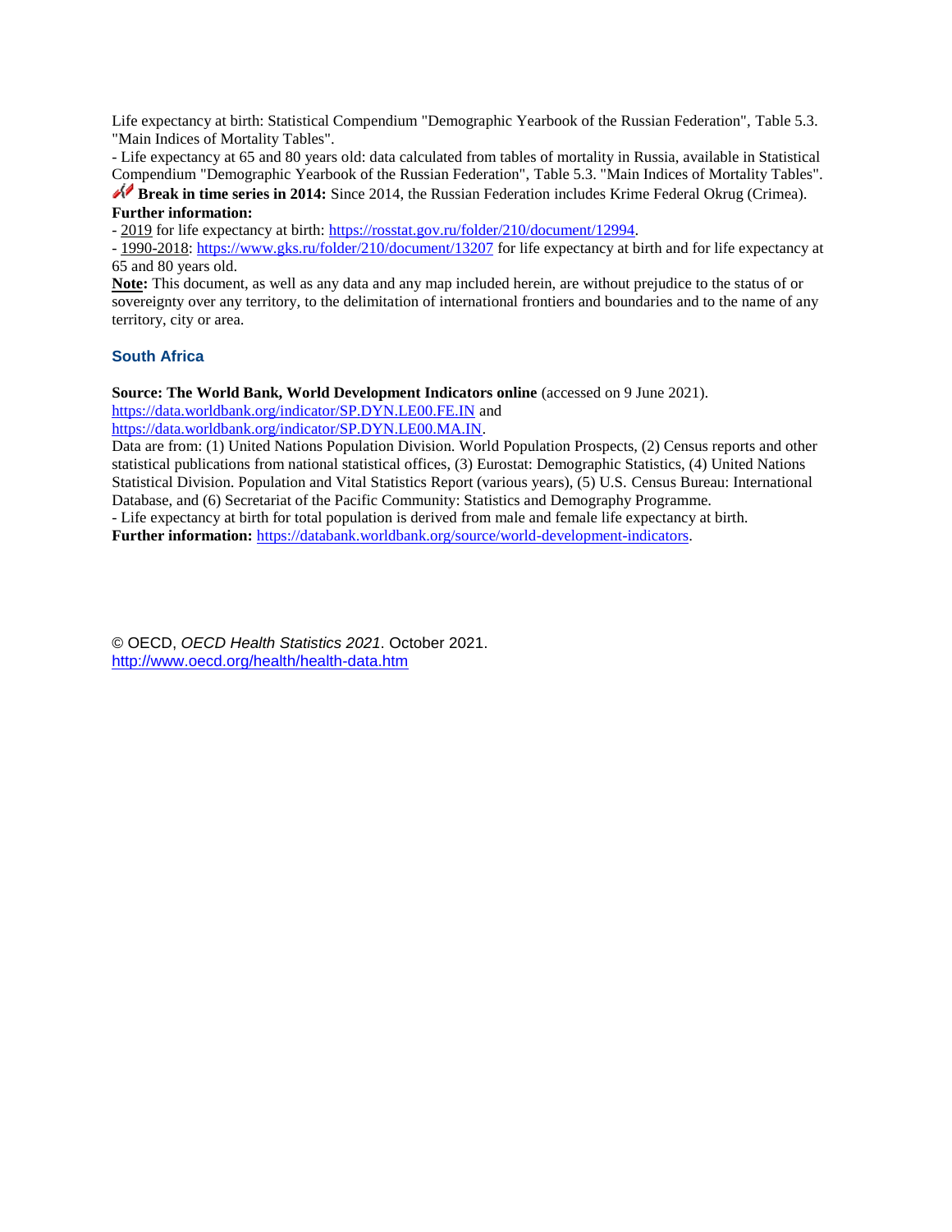Life expectancy at birth: Statistical Compendium "Demographic Yearbook of the Russian Federation", Table 5.3. "Main Indices of Mortality Tables".

- Life expectancy at 65 and 80 years old: data calculated from tables of mortality in Russia, available in Statistical Compendium "Demographic Yearbook of the Russian Federation", Table 5.3. "Main Indices of Mortality Tables".

**Break in time series in 2014:** Since 2014, the Russian Federation includes Krime Federal Okrug (Crimea).

**Further information:**

- 2019 for life expectancy at birth: https://rosstat.gov.ru/folder/210/document/12994.
- 1990-2018: https://www.gks.ru/folder/210/document/13207 for life expectancy at birth and for life expectancy at 65 and 80 years old.

**Note:** This document, as well as any data and any map included herein, are without prejudice to the status of or sovereignty over any territory, to the delimitation of international frontiers and boundaries and to the name of any territory, city or area.

### South Africa

**Source: The World Bank, World Development Indicators online** (accessed on 9 June 2021).
https://data.worldbank.org/indicator/SP.DYN.LE00.FE.IN and
https://data.worldbank.org/indicator/SP.DYN.LE00.MA.IN.

Data are from: (1) United Nations Population Division. World Population Prospects, (2) Census reports and other statistical publications from national statistical offices, (3) Eurostat: Demographic Statistics, (4) United Nations Statistical Division. Population and Vital Statistics Report (various years), (5) U.S. Census Bureau: International Database, and (6) Secretariat of the Pacific Community: Statistics and Demography Programme.

- Life expectancy at birth for total population is derived from male and female life expectancy at birth.

**Further information:** https://databank.worldbank.org/source/world-development-indicators.

© OECD, *OECD Health Statistics 2021*. October 2021.
http://www.oecd.org/health/health-data.htm